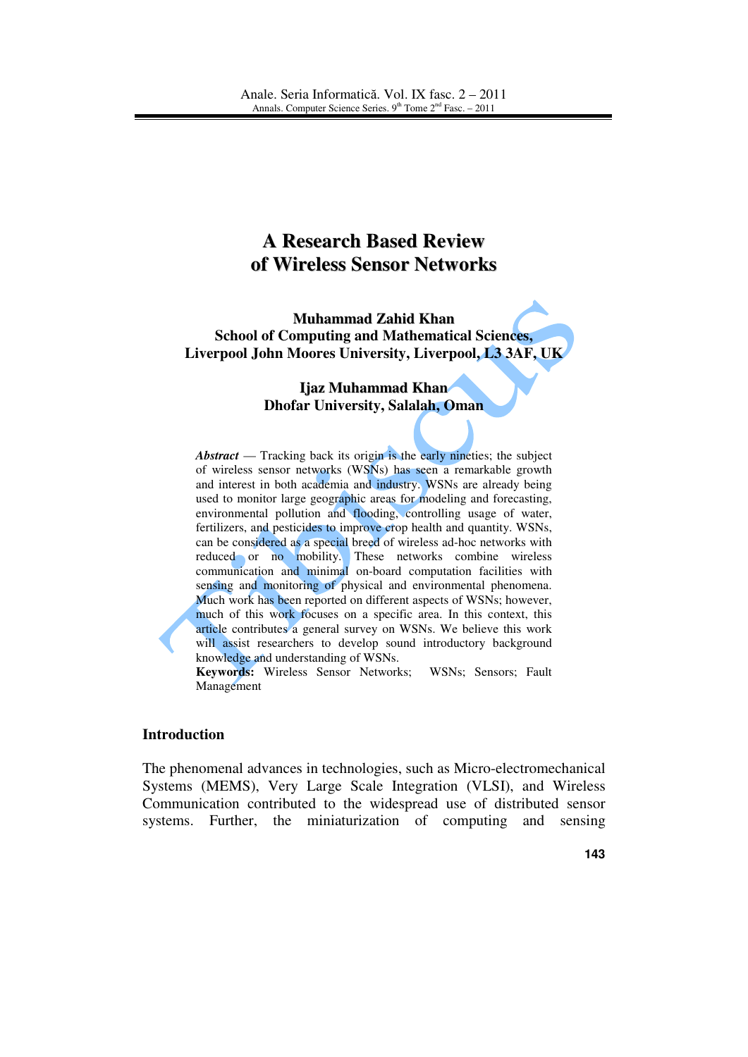# A Research Based Review of Wireless Sensor Networks

**Muhammad Zahid Khan**
**School of Computing and Mathematical Sciences, Liverpool John Moores University, Liverpool, L3 3AF, UK**

**Ijaz Muhammad Khan**
**Dhofar University, Salalah, Oman**

***Abstract*** — Tracking back its origin is the early nineties; the subject of wireless sensor networks (WSNs) has seen a remarkable growth and interest in both academia and industry. WSNs are already being used to monitor large geographic areas for modeling and forecasting, environmental pollution and flooding, controlling usage of water, fertilizers, and pesticides to improve crop health and quantity. WSNs, can be considered as a special breed of wireless ad-hoc networks with reduced or no mobility. These networks combine wireless communication and minimal on-board computation facilities with sensing and monitoring of physical and environmental phenomena. Much work has been reported on different aspects of WSNs; however, much of this work focuses on a specific area. In this context, this article contributes a general survey on WSNs. We believe this work will assist researchers to develop sound introductory background knowledge and understanding of WSNs.

**Keywords:** Wireless Sensor Networks; WSNs; Sensors; Fault Management

## Introduction

The phenomenal advances in technologies, such as Micro-electromechanical Systems (MEMS), Very Large Scale Integration (VLSI), and Wireless Communication contributed to the widespread use of distributed sensor systems. Further, the miniaturization of computing and sensing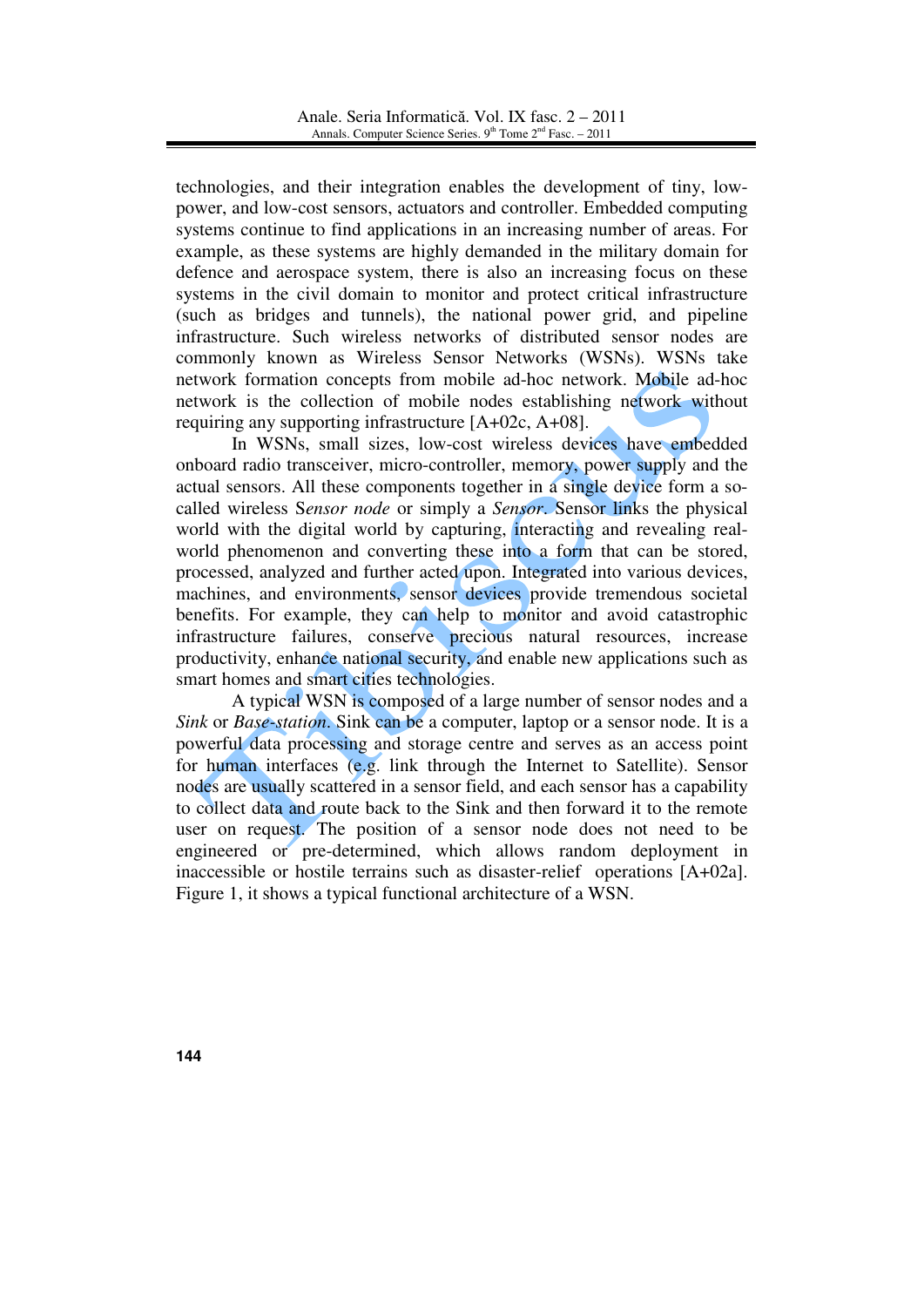technologies, and their integration enables the development of tiny, low-power, and low-cost sensors, actuators and controller. Embedded computing systems continue to find applications in an increasing number of areas. For example, as these systems are highly demanded in the military domain for defence and aerospace system, there is also an increasing focus on these systems in the civil domain to monitor and protect critical infrastructure (such as bridges and tunnels), the national power grid, and pipeline infrastructure. Such wireless networks of distributed sensor nodes are commonly known as Wireless Sensor Networks (WSNs). WSNs take network formation concepts from mobile ad-hoc network. Mobile ad-hoc network is the collection of mobile nodes establishing network without requiring any supporting infrastructure [A+02c, A+08].

In WSNs, small sizes, low-cost wireless devices have embedded onboard radio transceiver, micro-controller, memory, power supply and the actual sensors. All these components together in a single device form a so-called wireless S*ensor node* or simply a *Sensor*. Sensor links the physical world with the digital world by capturing, interacting and revealing real-world phenomenon and converting these into a form that can be stored, processed, analyzed and further acted upon. Integrated into various devices, machines, and environments, sensor devices provide tremendous societal benefits. For example, they can help to monitor and avoid catastrophic infrastructure failures, conserve precious natural resources, increase productivity, enhance national security, and enable new applications such as smart homes and smart cities technologies.

A typical WSN is composed of a large number of sensor nodes and a *Sink* or *Base-station*. Sink can be a computer, laptop or a sensor node. It is a powerful data processing and storage centre and serves as an access point for human interfaces (e.g. link through the Internet to Satellite). Sensor nodes are usually scattered in a sensor field, and each sensor has a capability to collect data and route back to the Sink and then forward it to the remote user on request. The position of a sensor node does not need to be engineered or pre-determined, which allows random deployment in inaccessible or hostile terrains such as disaster-relief operations [A+02a]. Figure 1, it shows a typical functional architecture of a WSN.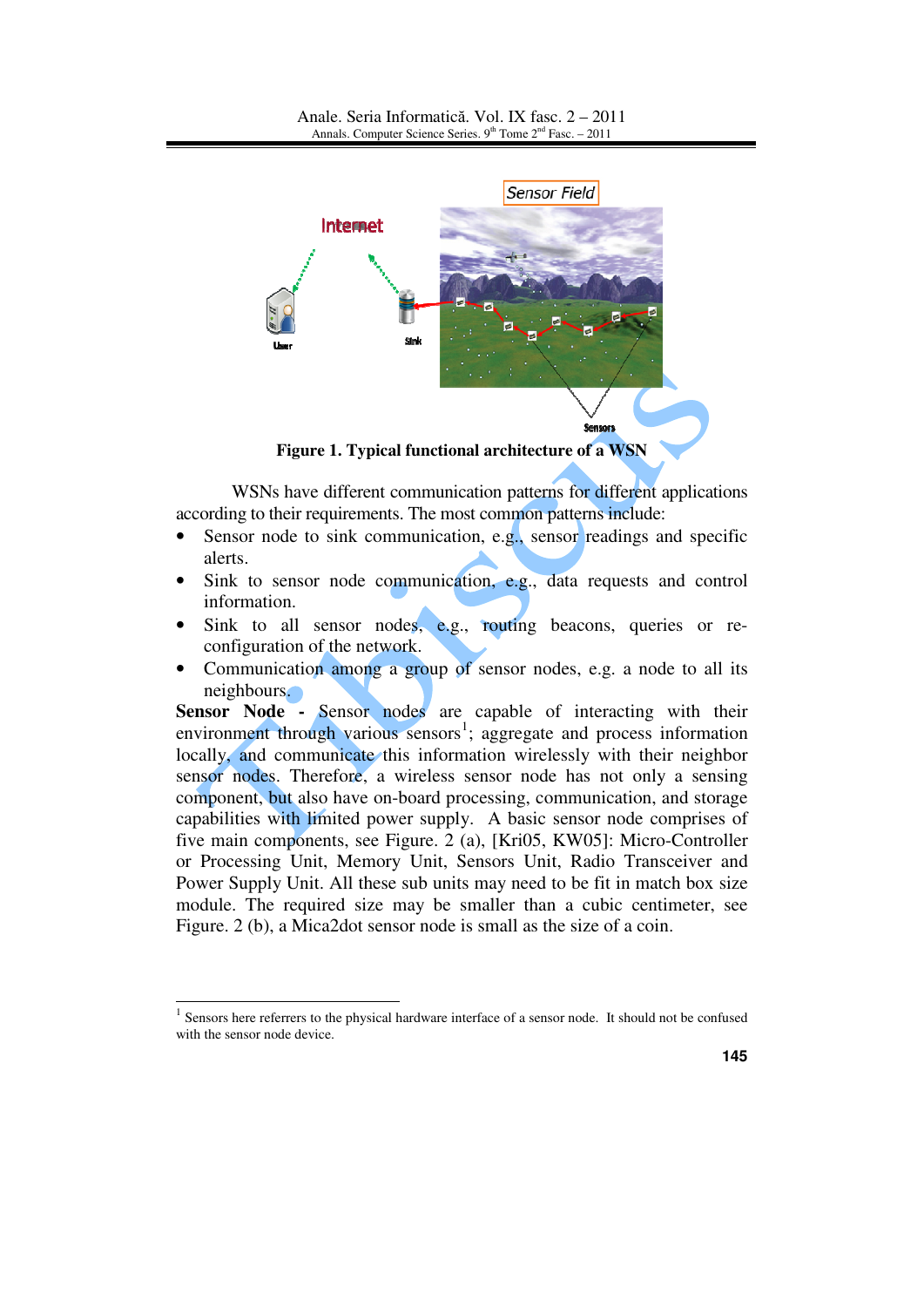Figure 1. Typical functional architecture of a WSN

WSNs have different communication patterns for different applications according to their requirements. The most common patterns include:

- Sensor node to sink communication, e.g., sensor readings and specific alerts.
- Sink to sensor node communication, e.g., data requests and control information.
- Sink to all sensor nodes, e.g., routing beacons, queries or re-configuration of the network.
- Communication among a group of sensor nodes, e.g. a node to all its neighbours.

**Sensor Node -** Sensor nodes are capable of interacting with their environment through various sensors[1]; aggregate and process information locally, and communicate this information wirelessly with their neighbor sensor nodes. Therefore, a wireless sensor node has not only a sensing component, but also have on-board processing, communication, and storage capabilities with limited power supply. A basic sensor node comprises of five main components, see Figure. 2 (a), [Kri05, KW05]: Micro-Controller or Processing Unit, Memory Unit, Sensors Unit, Radio Transceiver and Power Supply Unit. All these sub units may need to be fit in match box size module. The required size may be smaller than a cubic centimeter, see Figure. 2 (b), a Mica2dot sensor node is small as the size of a coin.

---

[1] Sensors here referrers to the physical hardware interface of a sensor node. It should not be confused with the sensor node device.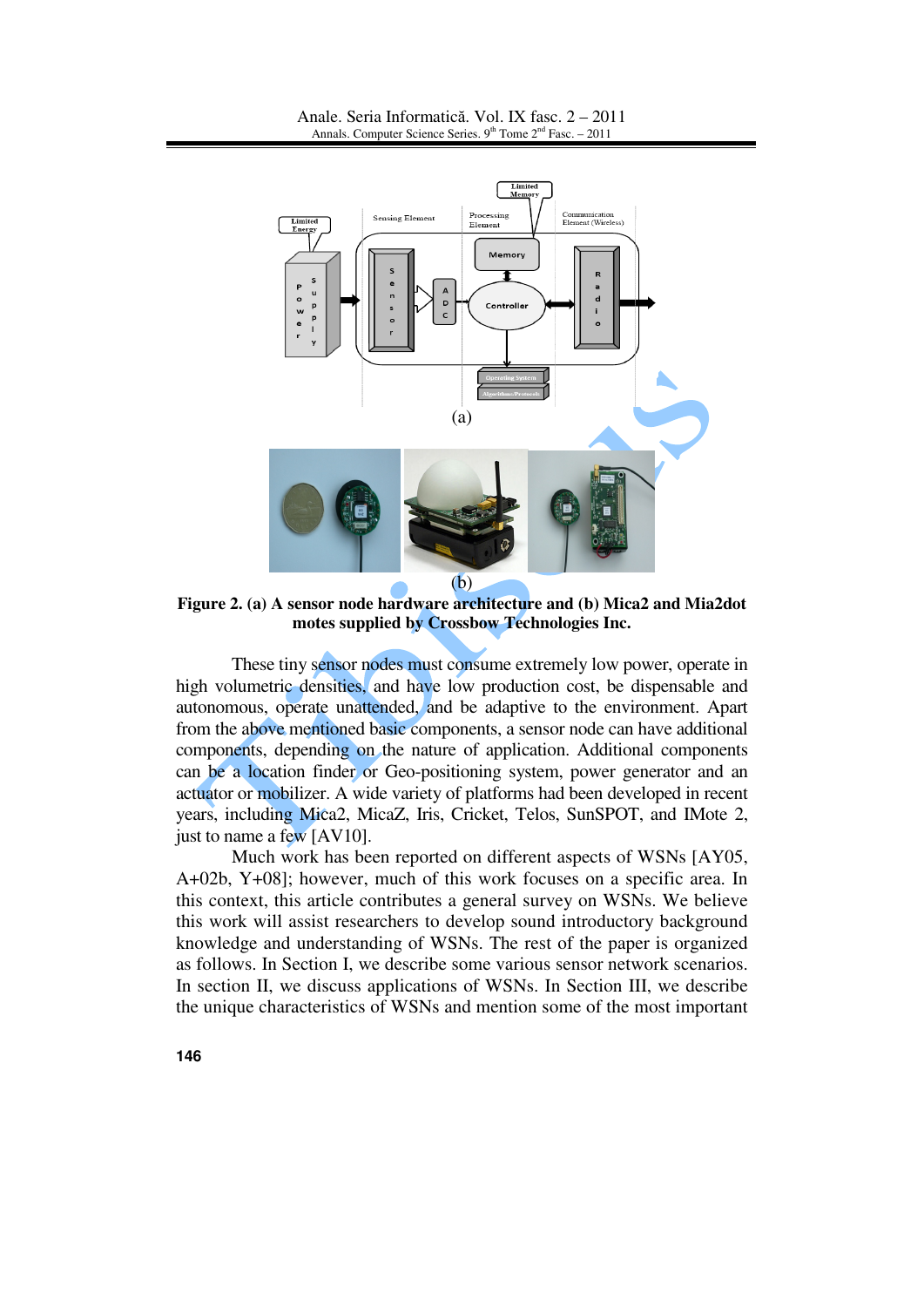(a)

(b)

**Figure 2. (a) A sensor node hardware architecture and (b) Mica2 and Mia2dot motes supplied by Crossbow Technologies Inc.**

These tiny sensor nodes must consume extremely low power, operate in high volumetric densities, and have low production cost, be dispensable and autonomous, operate unattended, and be adaptive to the environment. Apart from the above mentioned basic components, a sensor node can have additional components, depending on the nature of application. Additional components can be a location finder or Geo-positioning system, power generator and an actuator or mobilizer. A wide variety of platforms had been developed in recent years, including Mica2, MicaZ, Iris, Cricket, Telos, SunSPOT, and IMote 2, just to name a few [AV10].

Much work has been reported on different aspects of WSNs [AY05, A+02b, Y+08]; however, much of this work focuses on a specific area. In this context, this article contributes a general survey on WSNs. We believe this work will assist researchers to develop sound introductory background knowledge and understanding of WSNs. The rest of the paper is organized as follows. In Section I, we describe some various sensor network scenarios. In section II, we discuss applications of WSNs. In Section III, we describe the unique characteristics of WSNs and mention some of the most important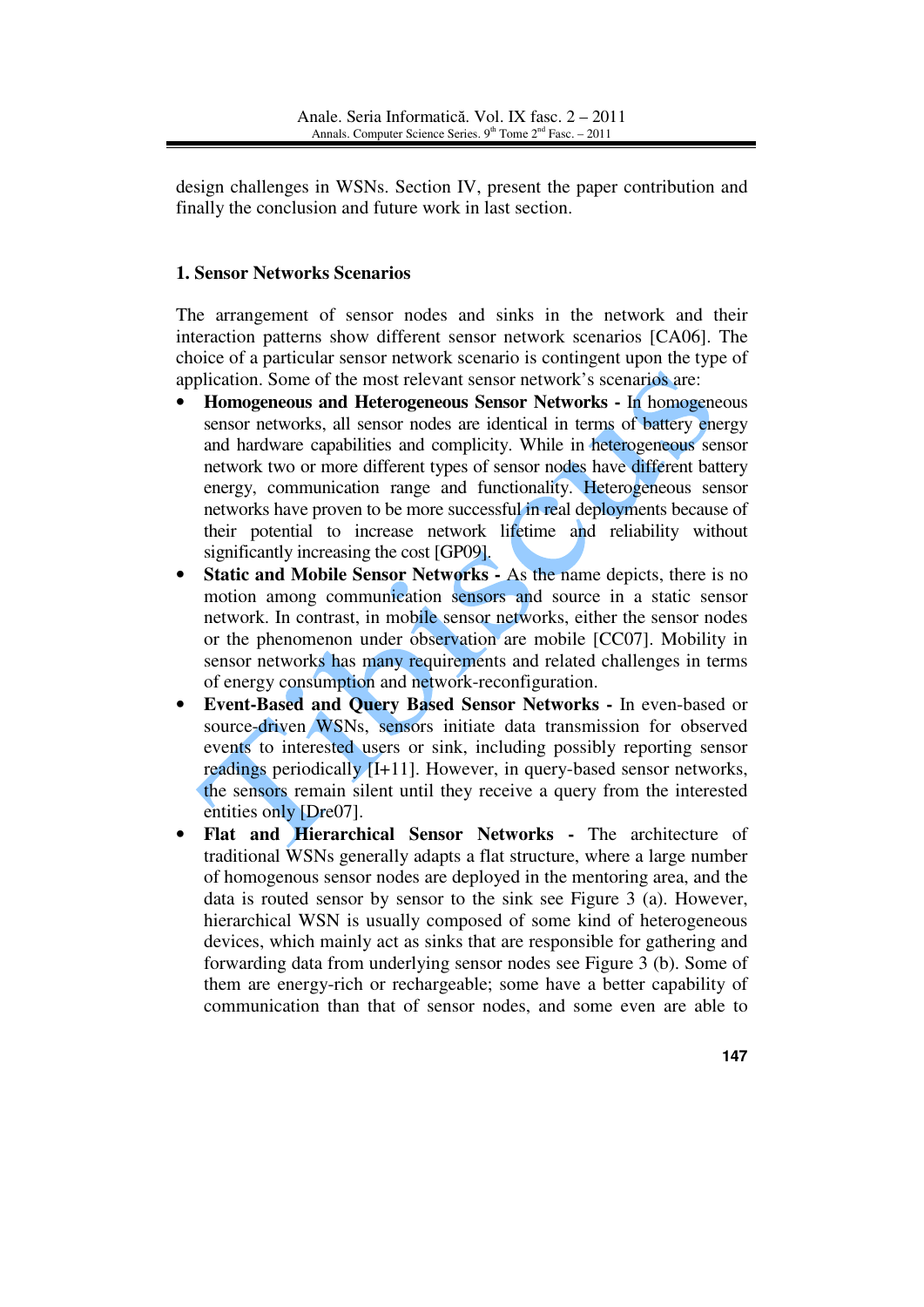design challenges in WSNs. Section IV, present the paper contribution and finally the conclusion and future work in last section.

## 1. Sensor Networks Scenarios

The arrangement of sensor nodes and sinks in the network and their interaction patterns show different sensor network scenarios [CA06]. The choice of a particular sensor network scenario is contingent upon the type of application. Some of the most relevant sensor network's scenarios are:

- **Homogeneous and Heterogeneous Sensor Networks -** In homogeneous sensor networks, all sensor nodes are identical in terms of battery energy and hardware capabilities and complicity. While in heterogeneous sensor network two or more different types of sensor nodes have different battery energy, communication range and functionality. Heterogeneous sensor networks have proven to be more successful in real deployments because of their potential to increase network lifetime and reliability without significantly increasing the cost [GP09].
- **Static and Mobile Sensor Networks -** As the name depicts, there is no motion among communication sensors and source in a static sensor network. In contrast, in mobile sensor networks, either the sensor nodes or the phenomenon under observation are mobile [CC07]. Mobility in sensor networks has many requirements and related challenges in terms of energy consumption and network-reconfiguration.
- **Event-Based and Query Based Sensor Networks -** In even-based or source-driven WSNs, sensors initiate data transmission for observed events to interested users or sink, including possibly reporting sensor readings periodically [I+11]. However, in query-based sensor networks, the sensors remain silent until they receive a query from the interested entities only [Dre07].
- **Flat and Hierarchical Sensor Networks -** The architecture of traditional WSNs generally adapts a flat structure, where a large number of homogenous sensor nodes are deployed in the mentoring area, and the data is routed sensor by sensor to the sink see Figure 3 (a). However, hierarchical WSN is usually composed of some kind of heterogeneous devices, which mainly act as sinks that are responsible for gathering and forwarding data from underlying sensor nodes see Figure 3 (b). Some of them are energy-rich or rechargeable; some have a better capability of communication than that of sensor nodes, and some even are able to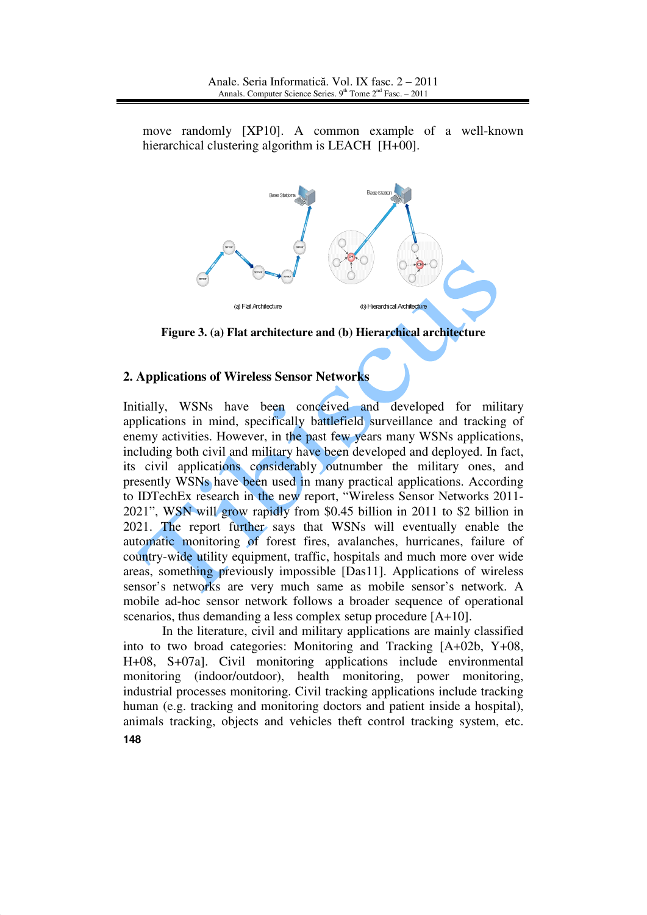move randomly [XP10]. A common example of a well-known hierarchical clustering algorithm is LEACH [H+00].

**Figure 3. (a) Flat architecture and (b) Hierarchical architecture**

## 2. Applications of Wireless Sensor Networks

Initially, WSNs have been conceived and developed for military applications in mind, specifically battlefield surveillance and tracking of enemy activities. However, in the past few years many WSNs applications, including both civil and military have been developed and deployed. In fact, its civil applications considerably outnumber the military ones, and presently WSNs have been used in many practical applications. According to IDTechEx research in the new report, "Wireless Sensor Networks 2011-2021", WSN will grow rapidly from $0.45 billion in 2011 to $2 billion in 2021. The report further says that WSNs will eventually enable the automatic monitoring of forest fires, avalanches, hurricanes, failure of country-wide utility equipment, traffic, hospitals and much more over wide areas, something previously impossible [Das11]. Applications of wireless sensor's networks are very much same as mobile sensor's network. A mobile ad-hoc sensor network follows a broader sequence of operational scenarios, thus demanding a less complex setup procedure [A+10].

In the literature, civil and military applications are mainly classified into to two broad categories: Monitoring and Tracking [A+02b, Y+08, H+08, S+07a]. Civil monitoring applications include environmental monitoring (indoor/outdoor), health monitoring, power monitoring, industrial processes monitoring. Civil tracking applications include tracking human (e.g. tracking and monitoring doctors and patient inside a hospital), animals tracking, objects and vehicles theft control tracking system, etc.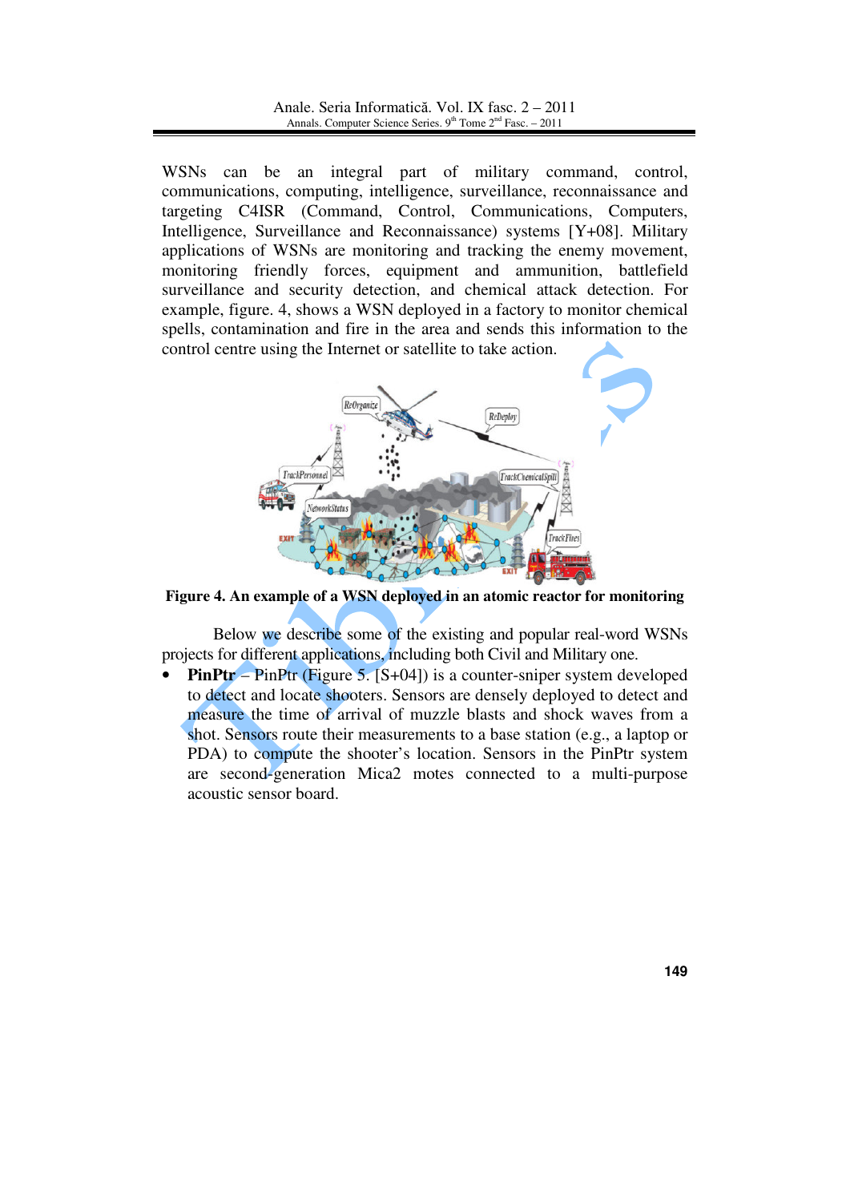WSNs can be an integral part of military command, control, communications, computing, intelligence, surveillance, reconnaissance and targeting C4ISR (Command, Control, Communications, Computers, Intelligence, Surveillance and Reconnaissance) systems [Y+08]. Military applications of WSNs are monitoring and tracking the enemy movement, monitoring friendly forces, equipment and ammunition, battlefield surveillance and security detection, and chemical attack detection. For example, figure. 4, shows a WSN deployed in a factory to monitor chemical spells, contamination and fire in the area and sends this information to the control centre using the Internet or satellite to take action.

**Figure 4. An example of a WSN deployed in an atomic reactor for monitoring**

Below we describe some of the existing and popular real-word WSNs projects for different applications, including both Civil and Military one.

- **PinPtr** – PinPtr (Figure 5. [S+04]) is a counter-sniper system developed to detect and locate shooters. Sensors are densely deployed to detect and measure the time of arrival of muzzle blasts and shock waves from a shot. Sensors route their measurements to a base station (e.g., a laptop or PDA) to compute the shooter's location. Sensors in the PinPtr system are second-generation Mica2 motes connected to a multi-purpose acoustic sensor board.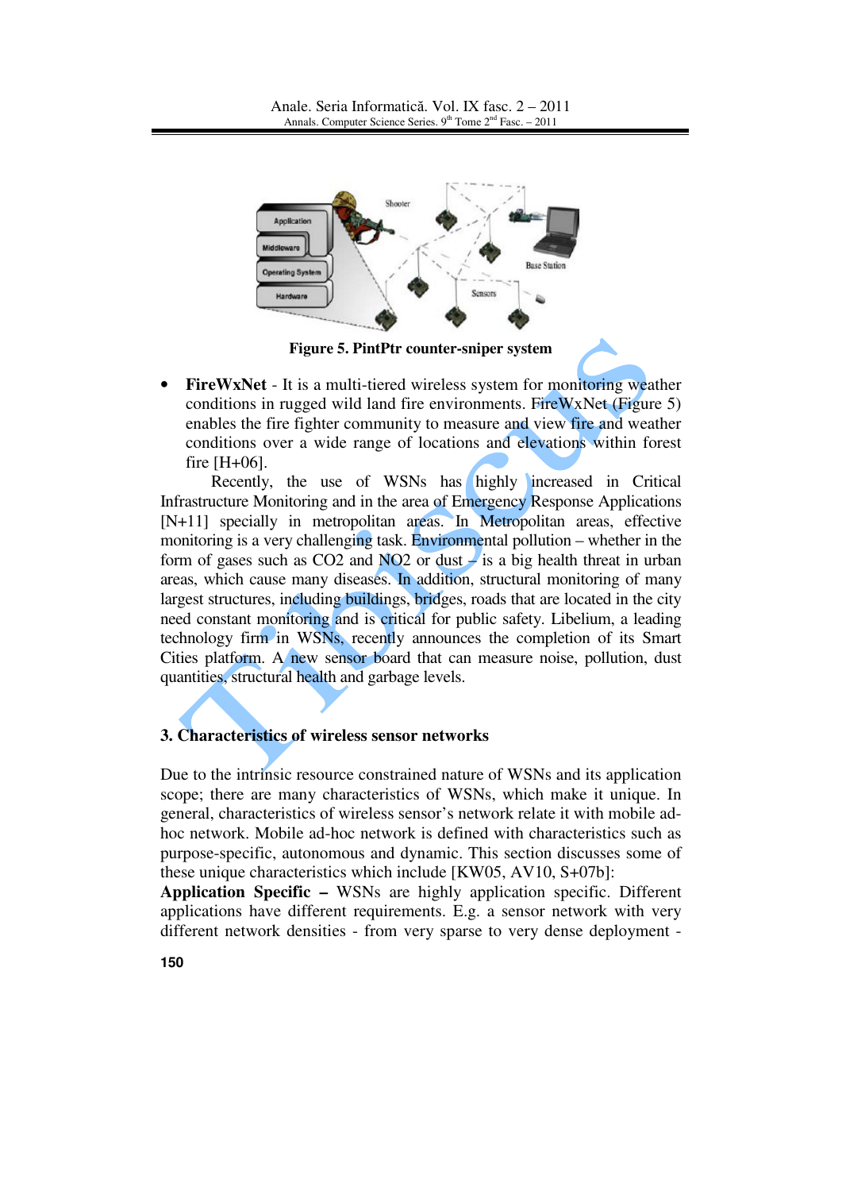Figure 5. PintPtr counter-sniper system

- **FireWxNet** - It is a multi-tiered wireless system for monitoring weather conditions in rugged wild land fire environments. FireWxNet (Figure 5) enables the fire fighter community to measure and view fire and weather conditions over a wide range of locations and elevations within forest fire [H+06].

Recently, the use of WSNs has highly increased in Critical Infrastructure Monitoring and in the area of Emergency Response Applications [N+11] specially in metropolitan areas. In Metropolitan areas, effective monitoring is a very challenging task. Environmental pollution – whether in the form of gases such as CO2 and NO2 or dust – is a big health threat in urban areas, which cause many diseases. In addition, structural monitoring of many largest structures, including buildings, bridges, roads that are located in the city need constant monitoring and is critical for public safety. Libelium, a leading technology firm in WSNs, recently announces the completion of its Smart Cities platform. A new sensor board that can measure noise, pollution, dust quantities, structural health and garbage levels.

## 3. Characteristics of wireless sensor networks

Due to the intrinsic resource constrained nature of WSNs and its application scope; there are many characteristics of WSNs, which make it unique. In general, characteristics of wireless sensor's network relate it with mobile ad-hoc network. Mobile ad-hoc network is defined with characteristics such as purpose-specific, autonomous and dynamic. This section discusses some of these unique characteristics which include [KW05, AV10, S+07b]:

**Application Specific –** WSNs are highly application specific. Different applications have different requirements. E.g. a sensor network with very different network densities - from very sparse to very dense deployment -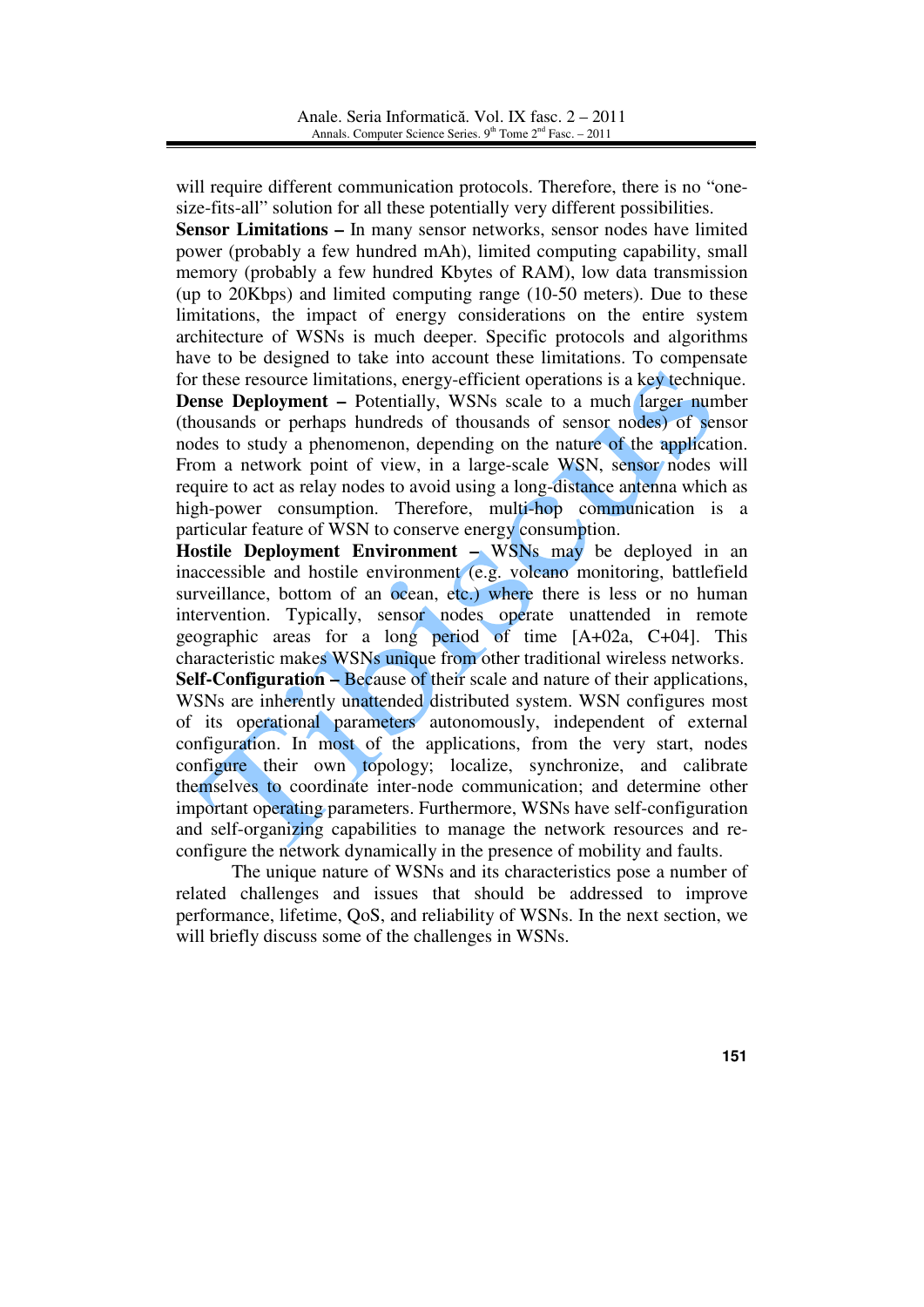will require different communication protocols. Therefore, there is no "one-size-fits-all" solution for all these potentially very different possibilities.

**Sensor Limitations –** In many sensor networks, sensor nodes have limited power (probably a few hundred mAh), limited computing capability, small memory (probably a few hundred Kbytes of RAM), low data transmission (up to 20Kbps) and limited computing range (10-50 meters). Due to these limitations, the impact of energy considerations on the entire system architecture of WSNs is much deeper. Specific protocols and algorithms have to be designed to take into account these limitations. To compensate for these resource limitations, energy-efficient operations is a key technique.

**Dense Deployment –** Potentially, WSNs scale to a much larger number (thousands or perhaps hundreds of thousands of sensor nodes) of sensor nodes to study a phenomenon, depending on the nature of the application. From a network point of view, in a large-scale WSN, sensor nodes will require to act as relay nodes to avoid using a long-distance antenna which as high-power consumption. Therefore, multi-hop communication is a particular feature of WSN to conserve energy consumption.

**Hostile Deployment Environment –** WSNs may be deployed in an inaccessible and hostile environment (e.g. volcano monitoring, battlefield surveillance, bottom of an ocean, etc.) where there is less or no human intervention. Typically, sensor nodes operate unattended in remote geographic areas for a long period of time [A+02a, C+04]. This characteristic makes WSNs unique from other traditional wireless networks.

**Self-Configuration –** Because of their scale and nature of their applications, WSNs are inherently unattended distributed system. WSN configures most of its operational parameters autonomously, independent of external configuration. In most of the applications, from the very start, nodes configure their own topology; localize, synchronize, and calibrate themselves to coordinate inter-node communication; and determine other important operating parameters. Furthermore, WSNs have self-configuration and self-organizing capabilities to manage the network resources and re-configure the network dynamically in the presence of mobility and faults.

The unique nature of WSNs and its characteristics pose a number of related challenges and issues that should be addressed to improve performance, lifetime, QoS, and reliability of WSNs. In the next section, we will briefly discuss some of the challenges in WSNs.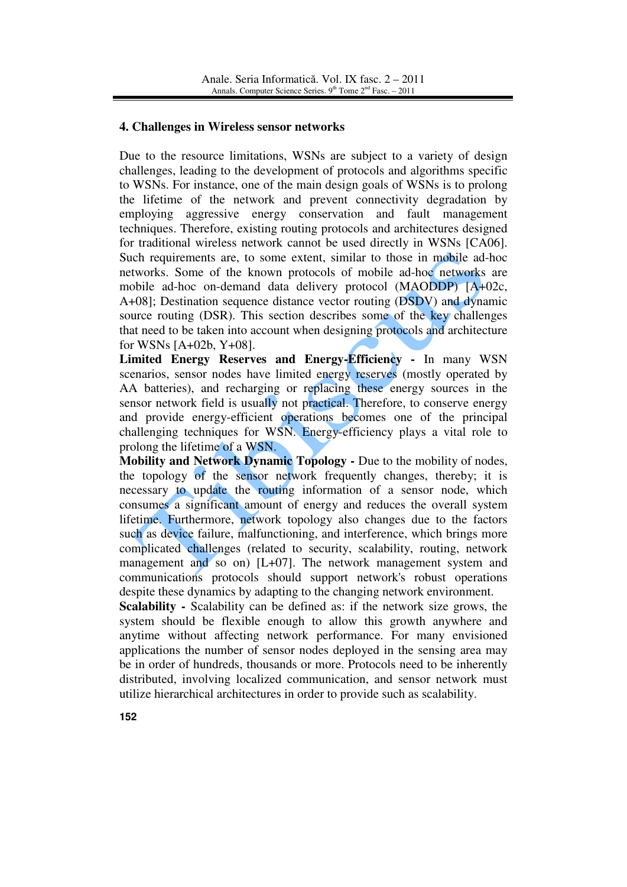## 4. Challenges in Wireless sensor networks

Due to the resource limitations, WSNs are subject to a variety of design challenges, leading to the development of protocols and algorithms specific to WSNs. For instance, one of the main design goals of WSNs is to prolong the lifetime of the network and prevent connectivity degradation by employing aggressive energy conservation and fault management techniques. Therefore, existing routing protocols and architectures designed for traditional wireless network cannot be used directly in WSNs [CA06]. Such requirements are, to some extent, similar to those in mobile ad-hoc networks. Some of the known protocols of mobile ad-hoc networks are mobile ad-hoc on-demand data delivery protocol (MAODDP) [A+02c, A+08]; Destination sequence distance vector routing (DSDV) and dynamic source routing (DSR). This section describes some of the key challenges that need to be taken into account when designing protocols and architecture for WSNs [A+02b, Y+08].

**Limited Energy Reserves and Energy-Efficiency -** In many WSN scenarios, sensor nodes have limited energy reserves (mostly operated by AA batteries), and recharging or replacing these energy sources in the sensor network field is usually not practical. Therefore, to conserve energy and provide energy-efficient operations becomes one of the principal challenging techniques for WSN. Energy-efficiency plays a vital role to prolong the lifetime of a WSN.

**Mobility and Network Dynamic Topology -** Due to the mobility of nodes, the topology of the sensor network frequently changes, thereby; it is necessary to update the routing information of a sensor node, which consumes a significant amount of energy and reduces the overall system lifetime. Furthermore, network topology also changes due to the factors such as device failure, malfunctioning, and interference, which brings more complicated challenges (related to security, scalability, routing, network management and so on) [L+07]. The network management system and communications protocols should support network's robust operations despite these dynamics by adapting to the changing network environment.

**Scalability -** Scalability can be defined as: if the network size grows, the system should be flexible enough to allow this growth anywhere and anytime without affecting network performance. For many envisioned applications the number of sensor nodes deployed in the sensing area may be in order of hundreds, thousands or more. Protocols need to be inherently distributed, involving localized communication, and sensor network must utilize hierarchical architectures in order to provide such as scalability.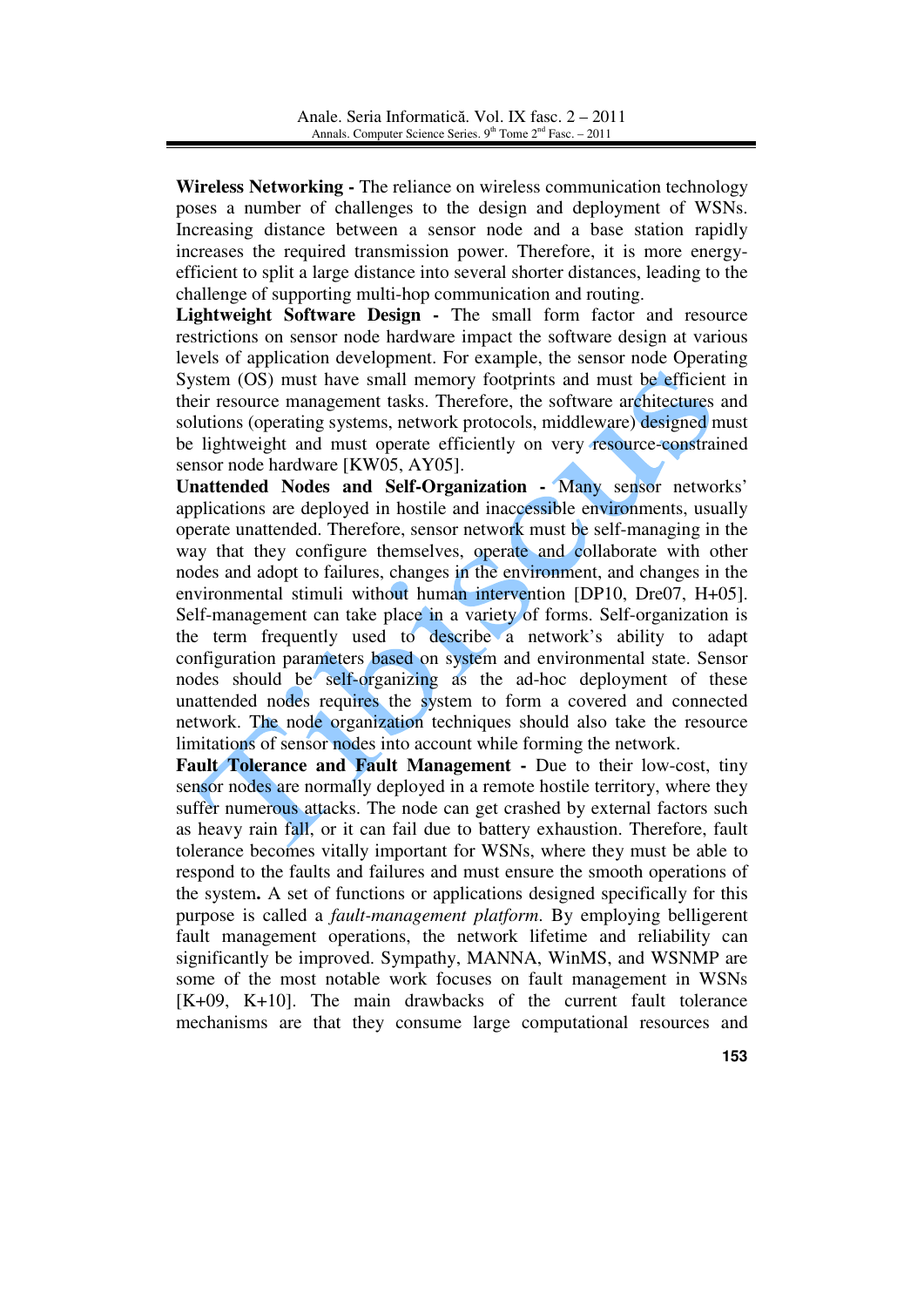**Wireless Networking -** The reliance on wireless communication technology poses a number of challenges to the design and deployment of WSNs. Increasing distance between a sensor node and a base station rapidly increases the required transmission power. Therefore, it is more energy-efficient to split a large distance into several shorter distances, leading to the challenge of supporting multi-hop communication and routing.

**Lightweight Software Design -** The small form factor and resource restrictions on sensor node hardware impact the software design at various levels of application development. For example, the sensor node Operating System (OS) must have small memory footprints and must be efficient in their resource management tasks. Therefore, the software architectures and solutions (operating systems, network protocols, middleware) designed must be lightweight and must operate efficiently on very resource-constrained sensor node hardware [KW05, AY05].

**Unattended Nodes and Self-Organization -** Many sensor networks' applications are deployed in hostile and inaccessible environments, usually operate unattended. Therefore, sensor network must be self-managing in the way that they configure themselves, operate and collaborate with other nodes and adopt to failures, changes in the environment, and changes in the environmental stimuli without human intervention [DP10, Dre07, H+05]. Self-management can take place in a variety of forms. Self-organization is the term frequently used to describe a network's ability to adapt configuration parameters based on system and environmental state. Sensor nodes should be self-organizing as the ad-hoc deployment of these unattended nodes requires the system to form a covered and connected network. The node organization techniques should also take the resource limitations of sensor nodes into account while forming the network.

**Fault Tolerance and Fault Management -** Due to their low-cost, tiny sensor nodes are normally deployed in a remote hostile territory, where they suffer numerous attacks. The node can get crashed by external factors such as heavy rain fall, or it can fail due to battery exhaustion. Therefore, fault tolerance becomes vitally important for WSNs, where they must be able to respond to the faults and failures and must ensure the smooth operations of the system**.** A set of functions or applications designed specifically for this purpose is called a *fault-management platform*. By employing belligerent fault management operations, the network lifetime and reliability can significantly be improved. Sympathy, MANNA, WinMS, and WSNMP are some of the most notable work focuses on fault management in WSNs [K+09, K+10]. The main drawbacks of the current fault tolerance mechanisms are that they consume large computational resources and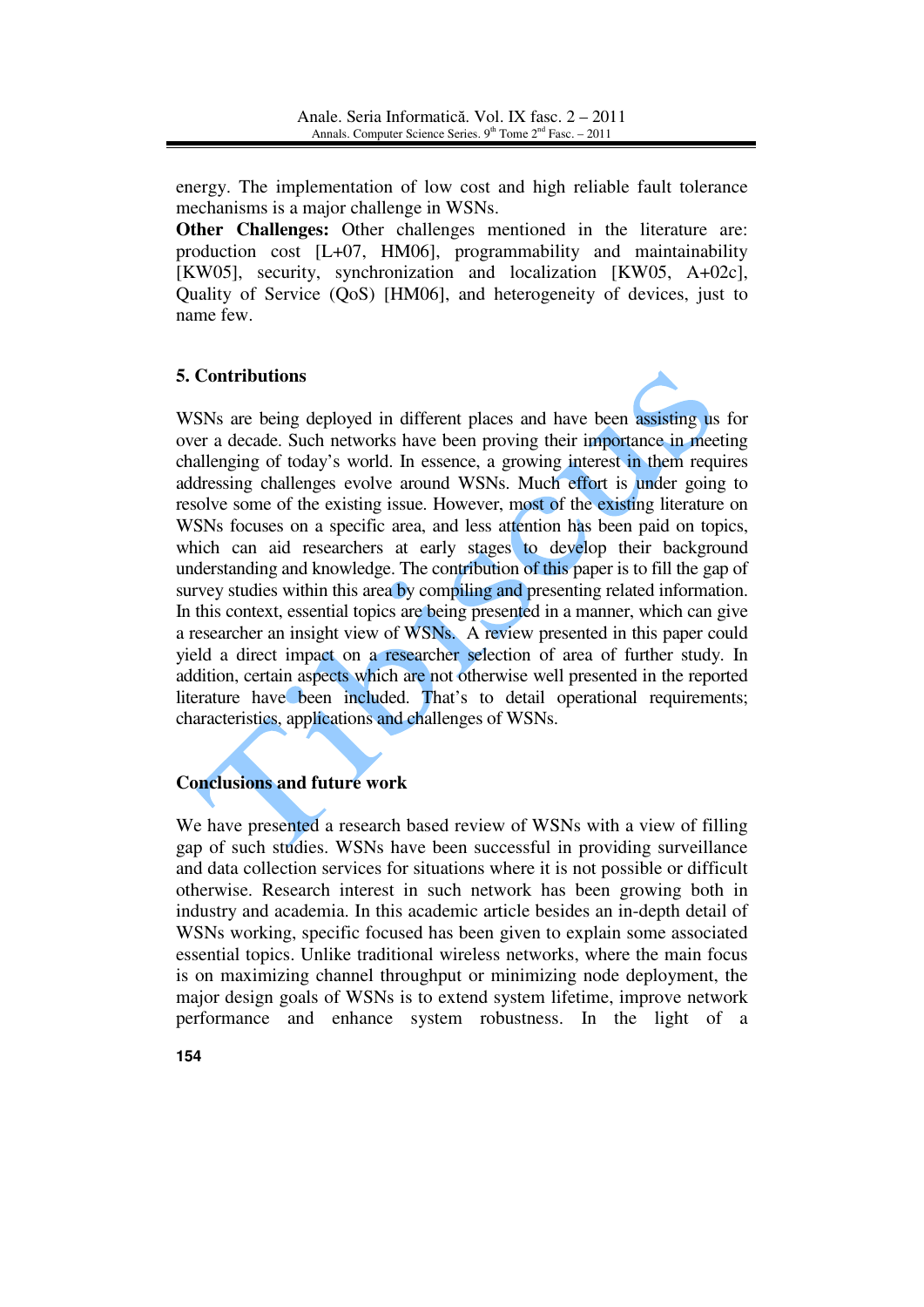energy. The implementation of low cost and high reliable fault tolerance mechanisms is a major challenge in WSNs.

**Other Challenges:** Other challenges mentioned in the literature are: production cost [L+07, HM06], programmability and maintainability [KW05], security, synchronization and localization [KW05, A+02c], Quality of Service (QoS) [HM06], and heterogeneity of devices, just to name few.

## 5. Contributions

WSNs are being deployed in different places and have been assisting us for over a decade. Such networks have been proving their importance in meeting challenging of today's world. In essence, a growing interest in them requires addressing challenges evolve around WSNs. Much effort is under going to resolve some of the existing issue. However, most of the existing literature on WSNs focuses on a specific area, and less attention has been paid on topics, which can aid researchers at early stages to develop their background understanding and knowledge. The contribution of this paper is to fill the gap of survey studies within this area by compiling and presenting related information. In this context, essential topics are being presented in a manner, which can give a researcher an insight view of WSNs. A review presented in this paper could yield a direct impact on a researcher selection of area of further study. In addition, certain aspects which are not otherwise well presented in the reported literature have been included. That's to detail operational requirements; characteristics, applications and challenges of WSNs.

## Conclusions and future work

We have presented a research based review of WSNs with a view of filling gap of such studies. WSNs have been successful in providing surveillance and data collection services for situations where it is not possible or difficult otherwise. Research interest in such network has been growing both in industry and academia. In this academic article besides an in-depth detail of WSNs working, specific focused has been given to explain some associated essential topics. Unlike traditional wireless networks, where the main focus is on maximizing channel throughput or minimizing node deployment, the major design goals of WSNs is to extend system lifetime, improve network performance and enhance system robustness. In the light of a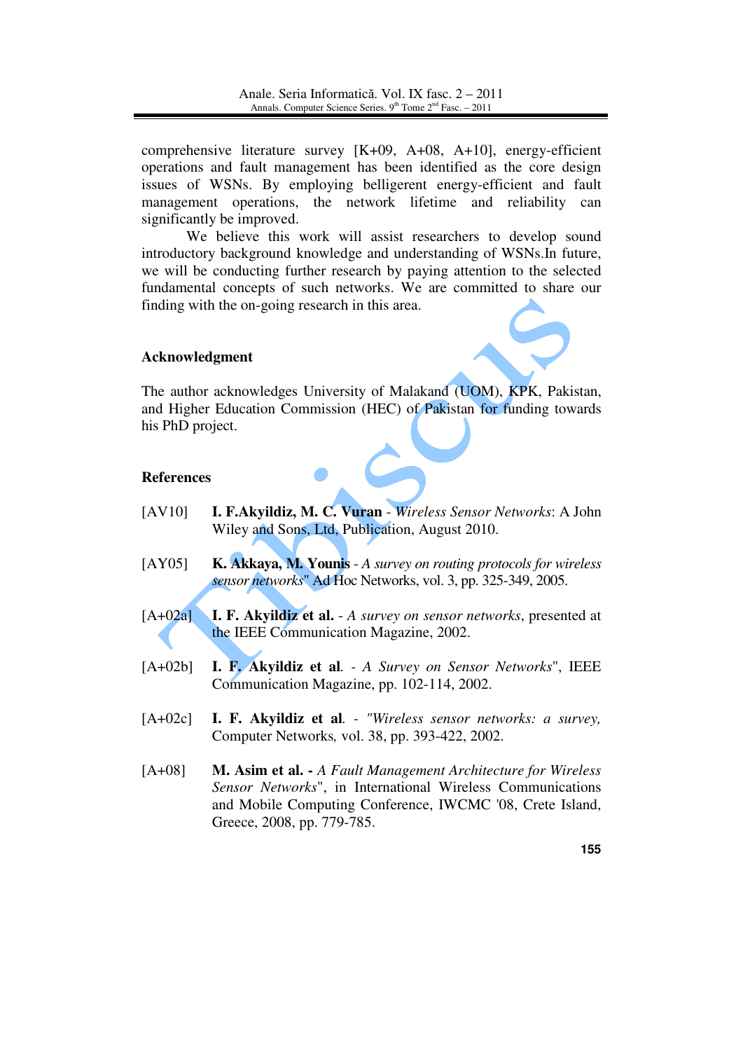comprehensive literature survey [K+09, A+08, A+10], energy-efficient operations and fault management has been identified as the core design issues of WSNs. By employing belligerent energy-efficient and fault management operations, the network lifetime and reliability can significantly be improved.

We believe this work will assist researchers to develop sound introductory background knowledge and understanding of WSNs.In future, we will be conducting further research by paying attention to the selected fundamental concepts of such networks. We are committed to share our finding with the on-going research in this area.

## Acknowledgment

The author acknowledges University of Malakand (UOM), KPK, Pakistan, and Higher Education Commission (HEC) of Pakistan for funding towards his PhD project.

## References

[AV10] **I. F.Akyildiz, M. C. Vuran** - *Wireless Sensor Networks*: A John Wiley and Sons, Ltd, Publication, August 2010.

[AY05] **K. Akkaya, M. Younis** - *A survey on routing protocols for wireless sensor networks*" Ad Hoc Networks, vol. 3, pp. 325-349, 2005.

[A+02a] **I. F. Akyildiz et al.** - *A survey on sensor networks*, presented at the IEEE Communication Magazine, 2002.

[A+02b] **I. F. Akyildiz et al**. - *A Survey on Sensor Networks*", IEEE Communication Magazine, pp. 102-114, 2002.

[A+02c] **I. F. Akyildiz et al**. - *"Wireless sensor networks: a survey,* Computer Networks*,* vol. 38, pp. 393-422, 2002.

[A+08] **M. Asim et al. -** *A Fault Management Architecture for Wireless Sensor Networks*", in International Wireless Communications and Mobile Computing Conference, IWCMC '08, Crete Island, Greece, 2008, pp. 779-785.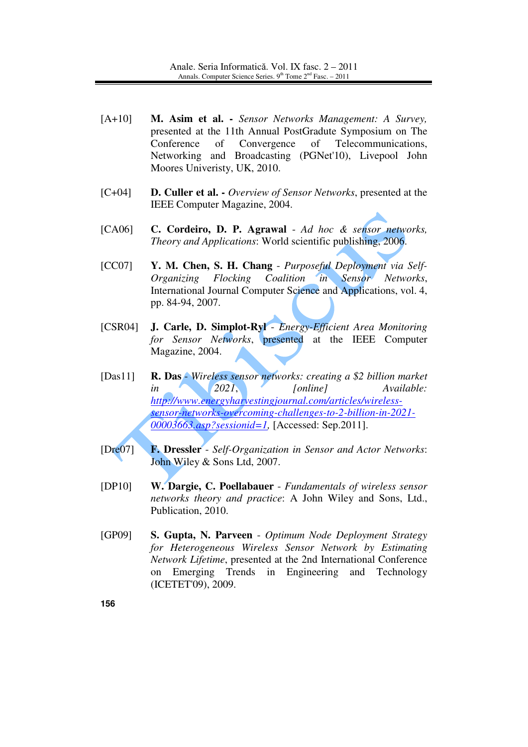[A+10] **M. Asim et al. -** *Sensor Networks Management: A Survey,* presented at the 11th Annual PostGradute Symposium on The Conference of Convergence of Telecommunications, Networking and Broadcasting (PGNet'10), Livepool John Moores Univeristy, UK, 2010.

[C+04] **D. Culler et al. -** *Overview of Sensor Networks*, presented at the IEEE Computer Magazine, 2004.

[CA06] **C. Cordeiro, D. P. Agrawal** - *Ad hoc & sensor networks, Theory and Applications*: World scientific publishing, 2006.

[CC07] **Y. M. Chen, S. H. Chang** - *Purposeful Deployment via Self-Organizing Flocking Coalition in Sensor Networks*, International Journal Computer Science and Applications, vol. 4, pp. 84-94, 2007.

[CSR04] **J. Carle, D. Simplot-Ryl** - *Energy-Efficient Area Monitoring for Sensor Networks*, presented at the IEEE Computer Magazine, 2004.

[Das11] **R. Das** - *Wireless sensor networks: creating a $2 billion market in 2021, [online] Available:* http://www.energyharvestingjournal.com/articles/wireless-sensor-networks-overcoming-challenges-to-2-billion-in-2021-00003663.asp?sessionid=1, [Accessed: Sep.2011].

[Dre07] **F. Dressler** - *Self-Organization in Sensor and Actor Networks*: John Wiley & Sons Ltd, 2007.

[DP10] **W. Dargie, C. Poellabauer** - *Fundamentals of wireless sensor networks theory and practice*: A John Wiley and Sons, Ltd., Publication, 2010.

[GP09] **S. Gupta, N. Parveen** - *Optimum Node Deployment Strategy for Heterogeneous Wireless Sensor Network by Estimating Network Lifetime*, presented at the 2nd International Conference on Emerging Trends in Engineering and Technology (ICETET'09), 2009.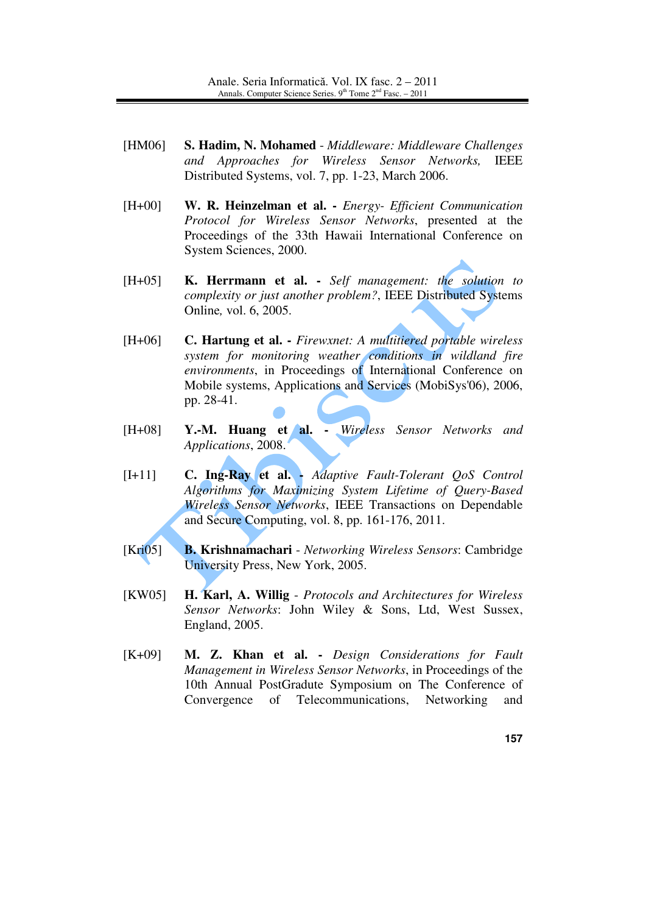[HM06] **S. Hadim, N. Mohamed** - *Middleware: Middleware Challenges and Approaches for Wireless Sensor Networks,* IEEE Distributed Systems, vol. 7, pp. 1-23, March 2006.

[H+00] **W. R. Heinzelman et al. -** *Energy- Efficient Communication Protocol for Wireless Sensor Networks*, presented at the Proceedings of the 33th Hawaii International Conference on System Sciences, 2000.

[H+05] **K. Herrmann et al. -** *Self management: the solution to complexity or just another problem?*, IEEE Distributed Systems Online*,* vol. 6, 2005.

[H+06] **C. Hartung et al. -** *Firewxnet: A multitiered portable wireless system for monitoring weather conditions in wildland fire environments*, in Proceedings of International Conference on Mobile systems, Applications and Services (MobiSys'06), 2006, pp. 28-41.

[H+08] **Y.-M. Huang et al. -** *Wireless Sensor Networks and Applications*, 2008.

[I+11] **C. Ing-Ray et al. -** *Adaptive Fault-Tolerant QoS Control Algorithms for Maximizing System Lifetime of Query-Based Wireless Sensor Networks*, IEEE Transactions on Dependable and Secure Computing, vol. 8, pp. 161-176, 2011.

[Kri05] **B. Krishnamachari** - *Networking Wireless Sensors*: Cambridge University Press, New York, 2005.

[KW05] **H. Karl, A. Willig** - *Protocols and Architectures for Wireless Sensor Networks*: John Wiley & Sons, Ltd, West Sussex, England, 2005.

[K+09] **M. Z. Khan et al. -** *Design Considerations for Fault Management in Wireless Sensor Networks*, in Proceedings of the 10th Annual PostGradute Symposium on The Conference of Convergence of Telecommunications, Networking and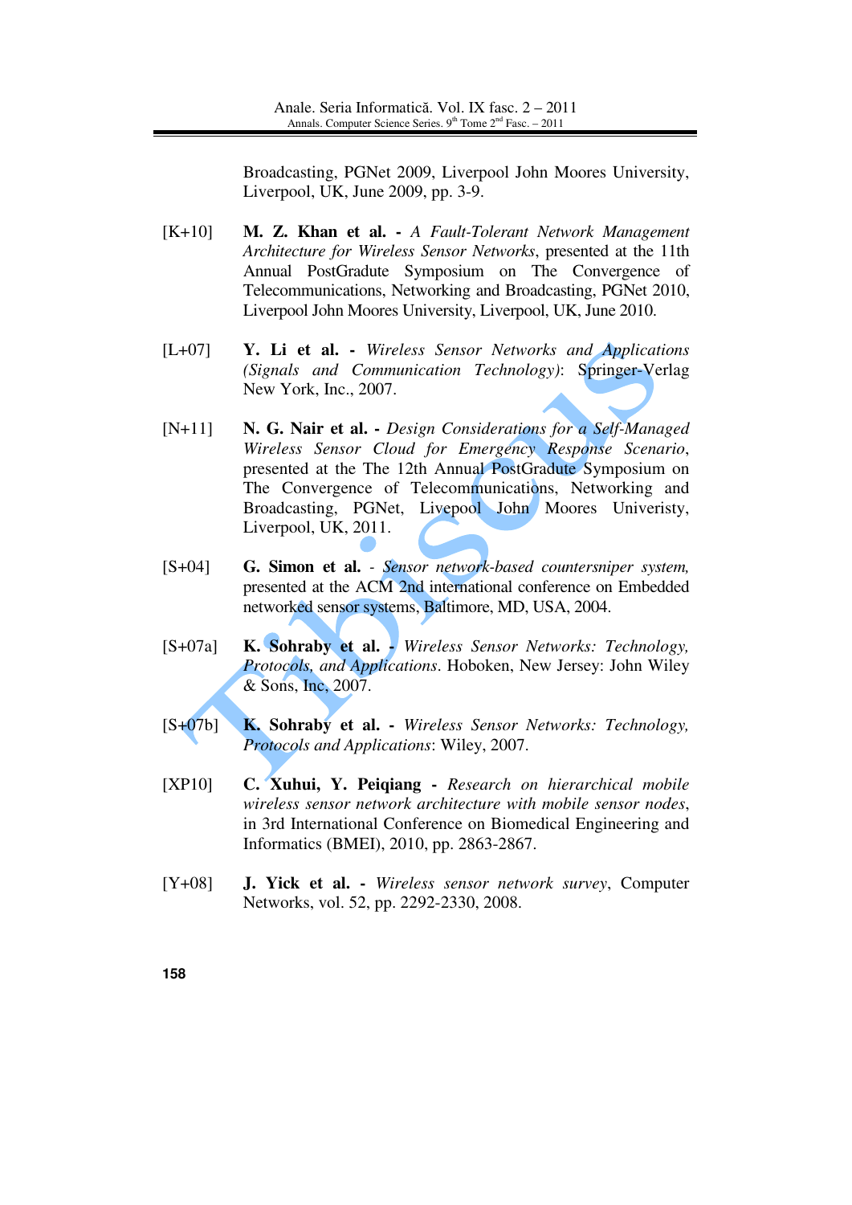Broadcasting, PGNet 2009, Liverpool John Moores University, Liverpool, UK, June 2009, pp. 3-9.

[K+10] **M. Z. Khan et al.** - *A Fault-Tolerant Network Management Architecture for Wireless Sensor Networks*, presented at the 11th Annual PostGradute Symposium on The Convergence of Telecommunications, Networking and Broadcasting, PGNet 2010, Liverpool John Moores University, Liverpool, UK, June 2010.

[L+07] **Y. Li et al.** - *Wireless Sensor Networks and Applications (Signals and Communication Technology)*: Springer-Verlag New York, Inc., 2007.

[N+11] **N. G. Nair et al.** - *Design Considerations for a Self-Managed Wireless Sensor Cloud for Emergency Response Scenario*, presented at the The 12th Annual PostGradute Symposium on The Convergence of Telecommunications, Networking and Broadcasting, PGNet, Livepool John Moores Univeristy, Liverpool, UK, 2011.

[S+04] **G. Simon et al.** - *Sensor network-based countersniper system,* presented at the ACM 2nd international conference on Embedded networked sensor systems, Baltimore, MD, USA, 2004.

[S+07a] **K. Sohraby et al.** - *Wireless Sensor Networks: Technology, Protocols, and Applications*. Hoboken, New Jersey: John Wiley & Sons, Inc, 2007.

[S+07b] **K. Sohraby et al.** - *Wireless Sensor Networks: Technology, Protocols and Applications*: Wiley, 2007.

[XP10] **C. Xuhui, Y. Peiqiang** - *Research on hierarchical mobile wireless sensor network architecture with mobile sensor nodes*, in 3rd International Conference on Biomedical Engineering and Informatics (BMEI), 2010, pp. 2863-2867.

[Y+08] **J. Yick et al.** - *Wireless sensor network survey*, Computer Networks, vol. 52, pp. 2292-2330, 2008.